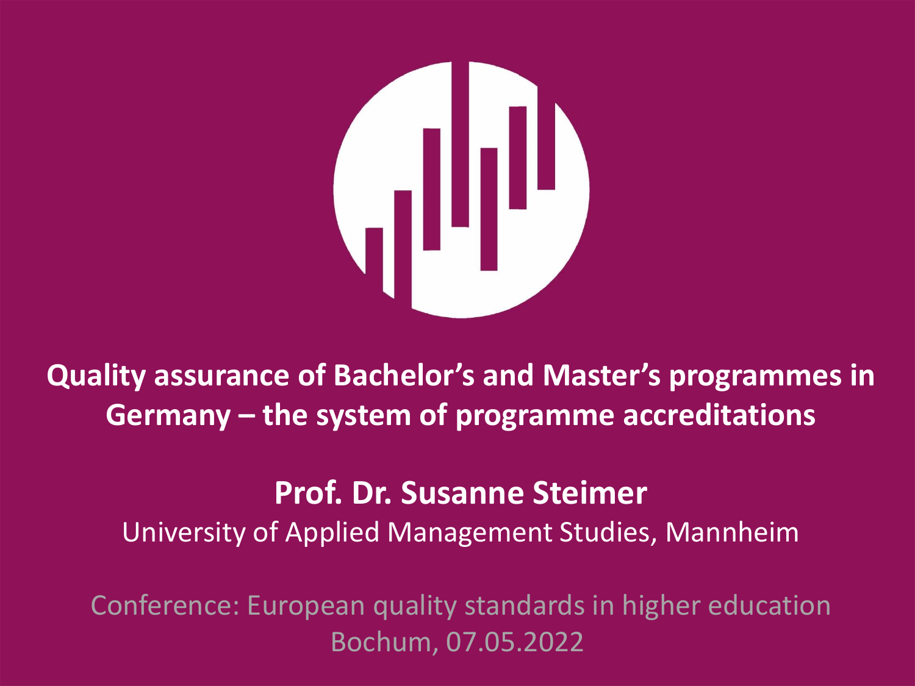# Quality assurance of Bachelor's and Master's programmes in Germany – the system of programme accreditations

**Prof. Dr. Susanne Steimer**

University of Applied Management Studies, Mannheim

Conference: European quality standards in higher education

Bochum, 07.05.2022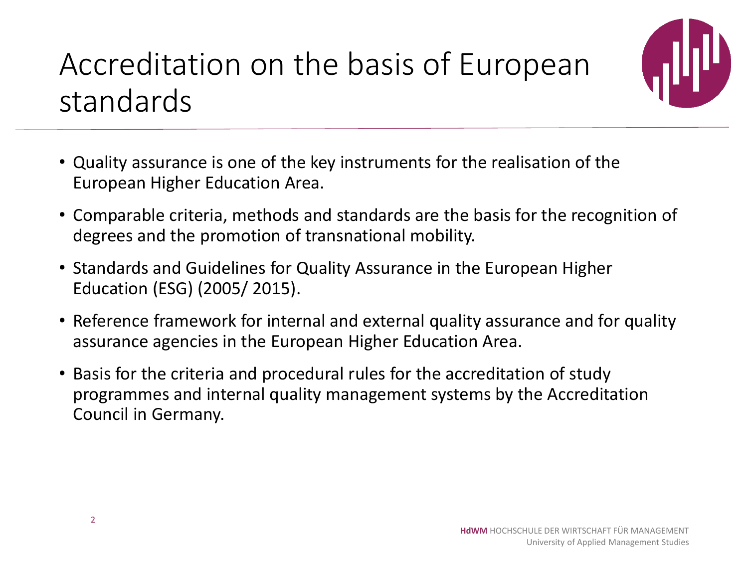# Accreditation on the basis of European standards

- Quality assurance is one of the key instruments for the realisation of the European Higher Education Area.
- Comparable criteria, methods and standards are the basis for the recognition of degrees and the promotion of transnational mobility.
- Standards and Guidelines for Quality Assurance in the European Higher Education (ESG) (2005/ 2015).
- Reference framework for internal and external quality assurance and for quality assurance agencies in the European Higher Education Area.
- Basis for the criteria and procedural rules for the accreditation of study programmes and internal quality management systems by the Accreditation Council in Germany.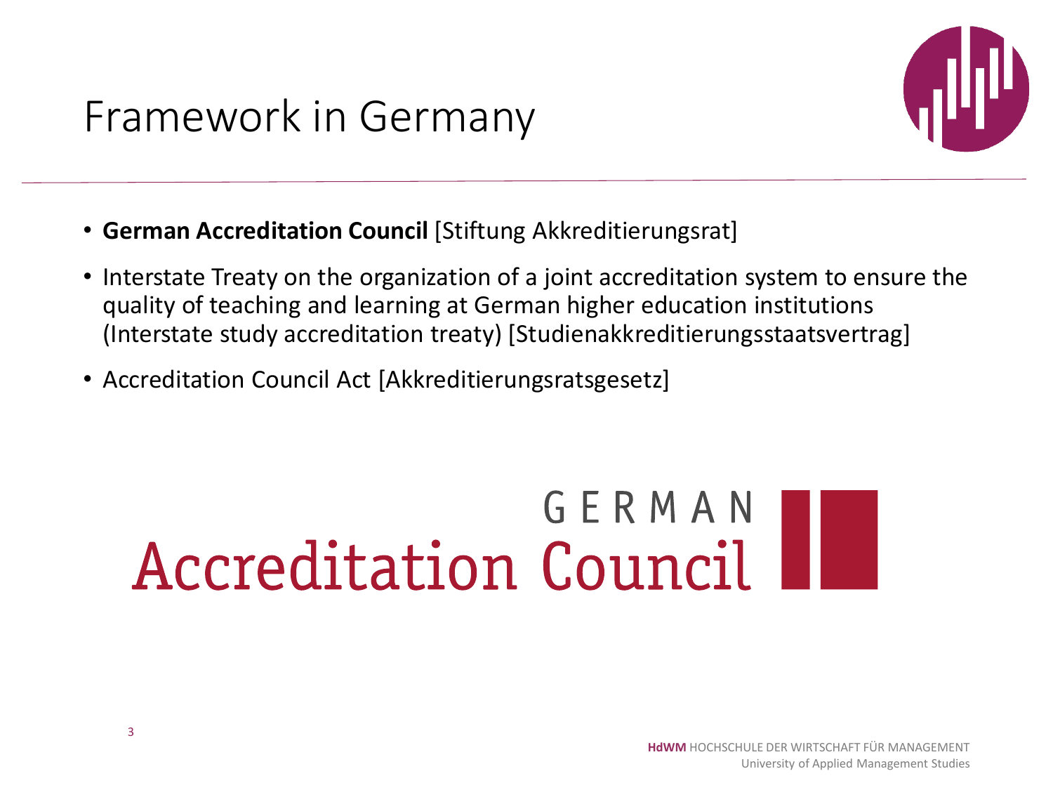# Framework in Germany

- **German Accreditation Council** [Stiftung Akkreditierungsrat]
- Interstate Treaty on the organization of a joint accreditation system to ensure the quality of teaching and learning at German higher education institutions (Interstate study accreditation treaty) [Studienakkreditierungsstaatsvertrag]
- Accreditation Council Act [Akkreditierungsratsgesetz]

GERMAN Accreditation Council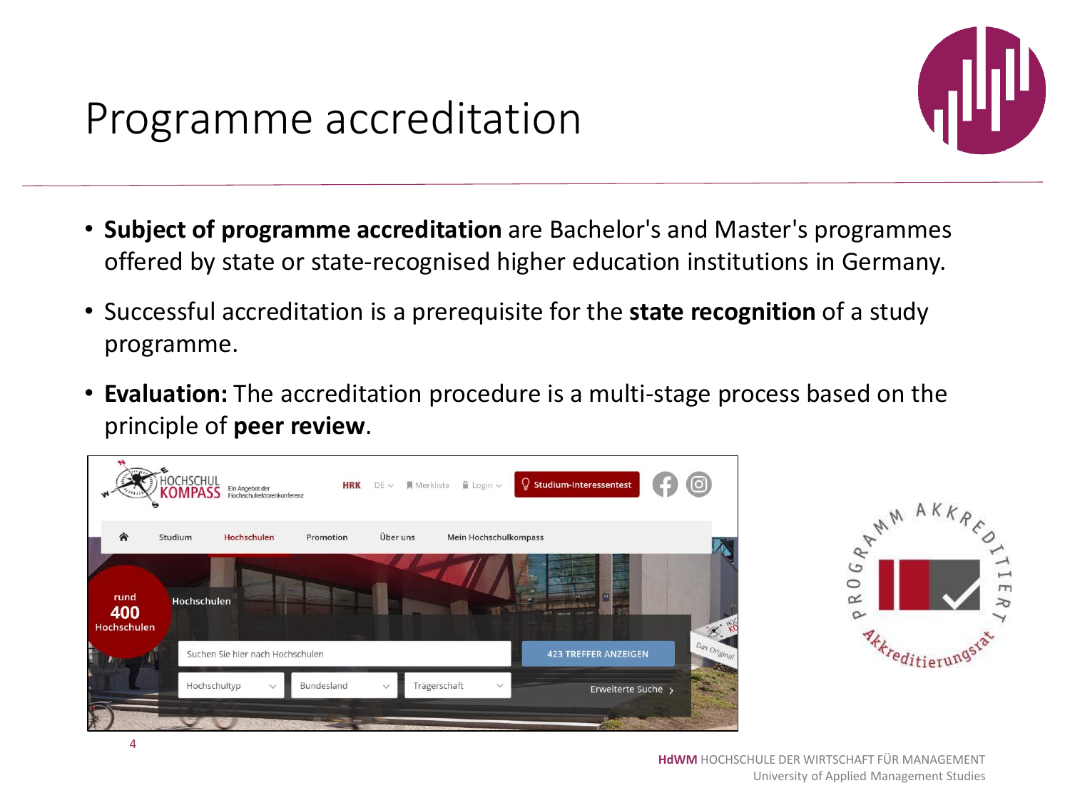# Programme accreditation

- **Subject of programme accreditation** are Bachelor's and Master's programmes offered by state or state-recognised higher education institutions in Germany.
- Successful accreditation is a prerequisite for the **state recognition** of a study programme.
- **Evaluation:** The accreditation procedure is a multi-stage process based on the principle of **peer review**.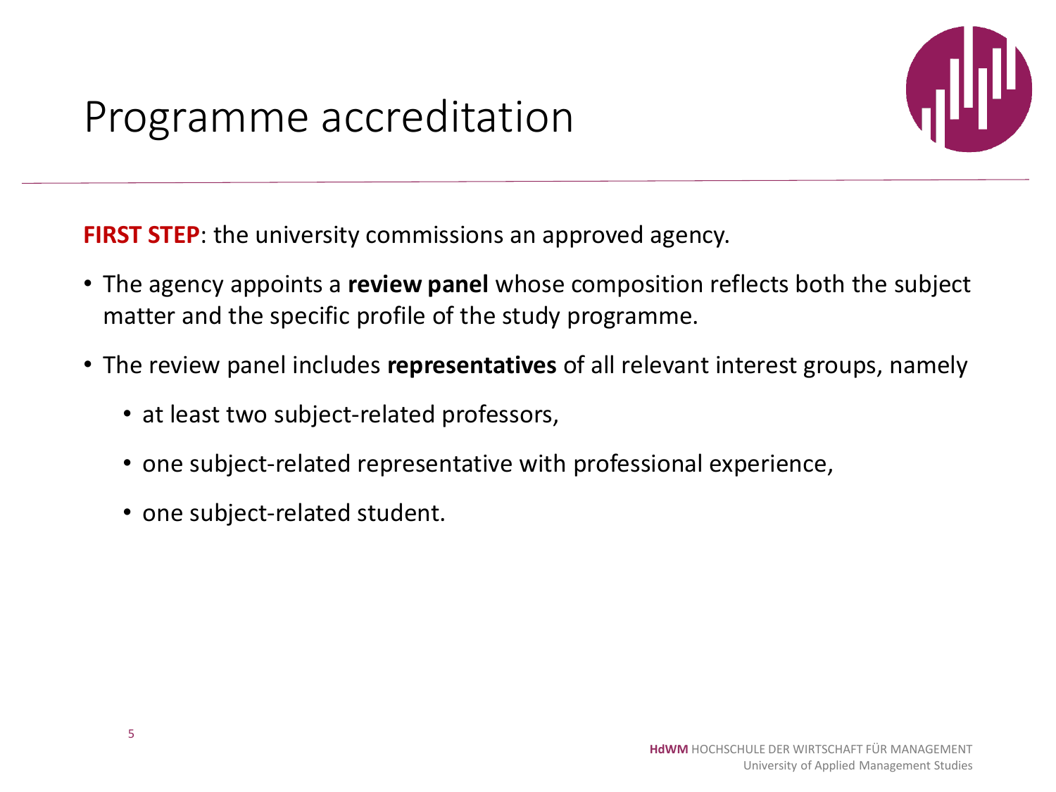# Programme accreditation

**FIRST STEP**: the university commissions an approved agency.

- The agency appoints a **review panel** whose composition reflects both the subject matter and the specific profile of the study programme.
- The review panel includes **representatives** of all relevant interest groups, namely
  - at least two subject-related professors,
  - one subject-related representative with professional experience,
  - one subject-related student.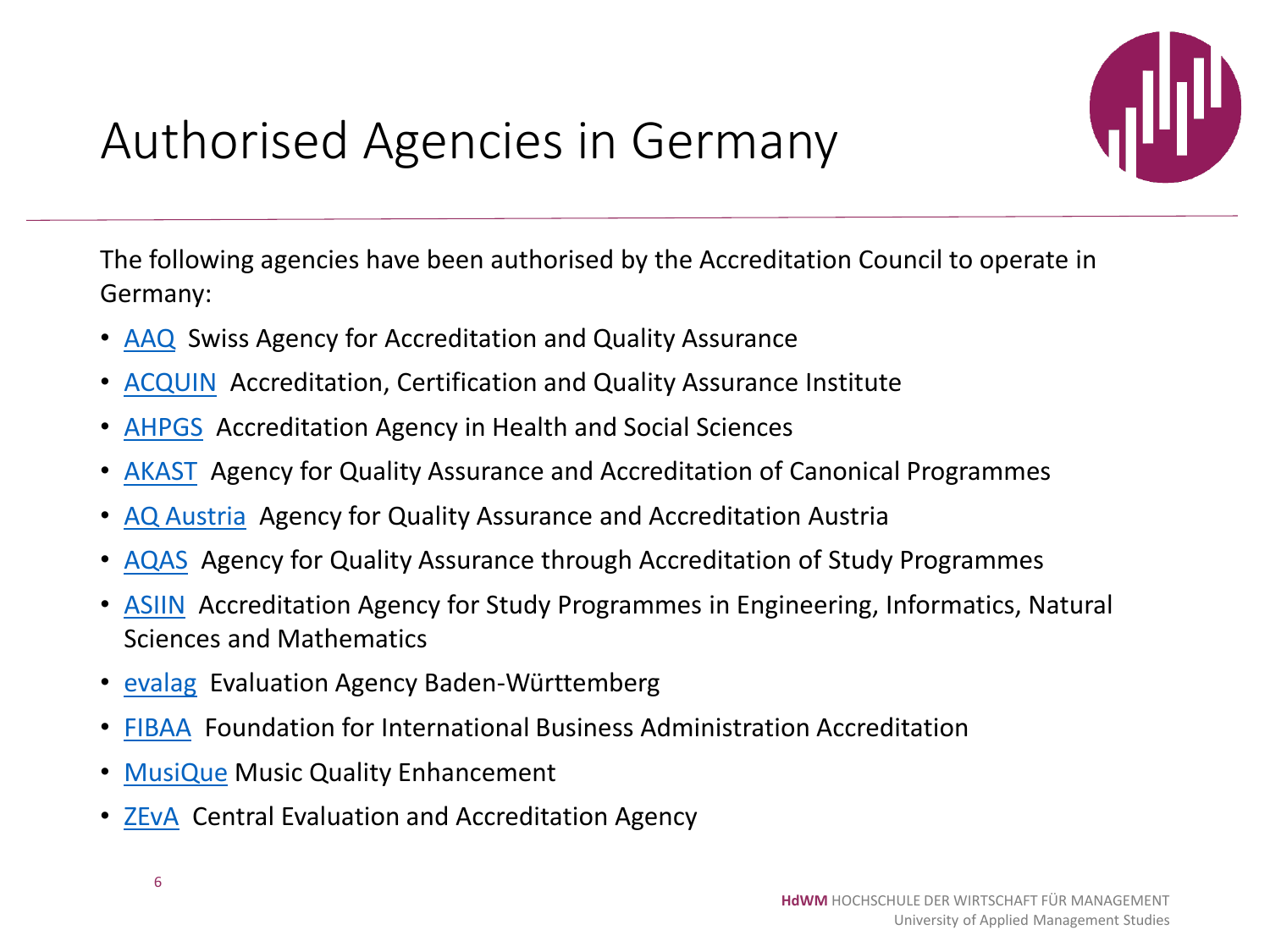# Authorised Agencies in Germany

The following agencies have been authorised by the Accreditation Council to operate in Germany:

- AAQ Swiss Agency for Accreditation and Quality Assurance
- ACQUIN Accreditation, Certification and Quality Assurance Institute
- AHPGS Accreditation Agency in Health and Social Sciences
- AKAST Agency for Quality Assurance and Accreditation of Canonical Programmes
- AQ Austria Agency for Quality Assurance and Accreditation Austria
- AQAS Agency for Quality Assurance through Accreditation of Study Programmes
- ASIIN Accreditation Agency for Study Programmes in Engineering, Informatics, Natural Sciences and Mathematics
- evalag Evaluation Agency Baden-Württemberg
- FIBAA Foundation for International Business Administration Accreditation
- MusiQue Music Quality Enhancement
- ZEvA Central Evaluation and Accreditation Agency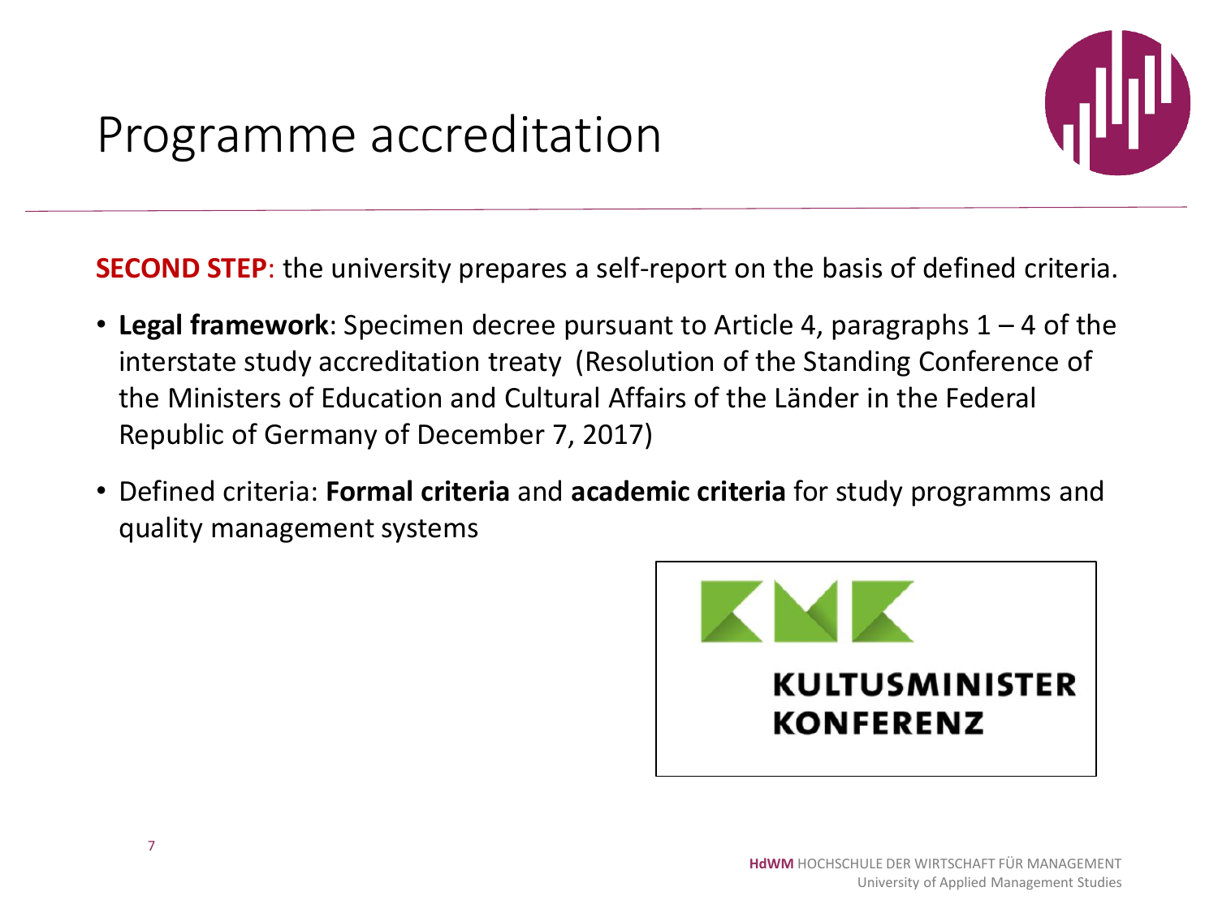# Programme accreditation

**SECOND STEP**: the university prepares a self-report on the basis of defined criteria.

- **Legal framework**: Specimen decree pursuant to Article 4, paragraphs 1 – 4 of the interstate study accreditation treaty (Resolution of the Standing Conference of the Ministers of Education and Cultural Affairs of the Länder in the Federal Republic of Germany of December 7, 2017)
- Defined criteria: **Formal criteria** and **academic criteria** for study programms and quality management systems

KULTUSMINISTER KONFERENZ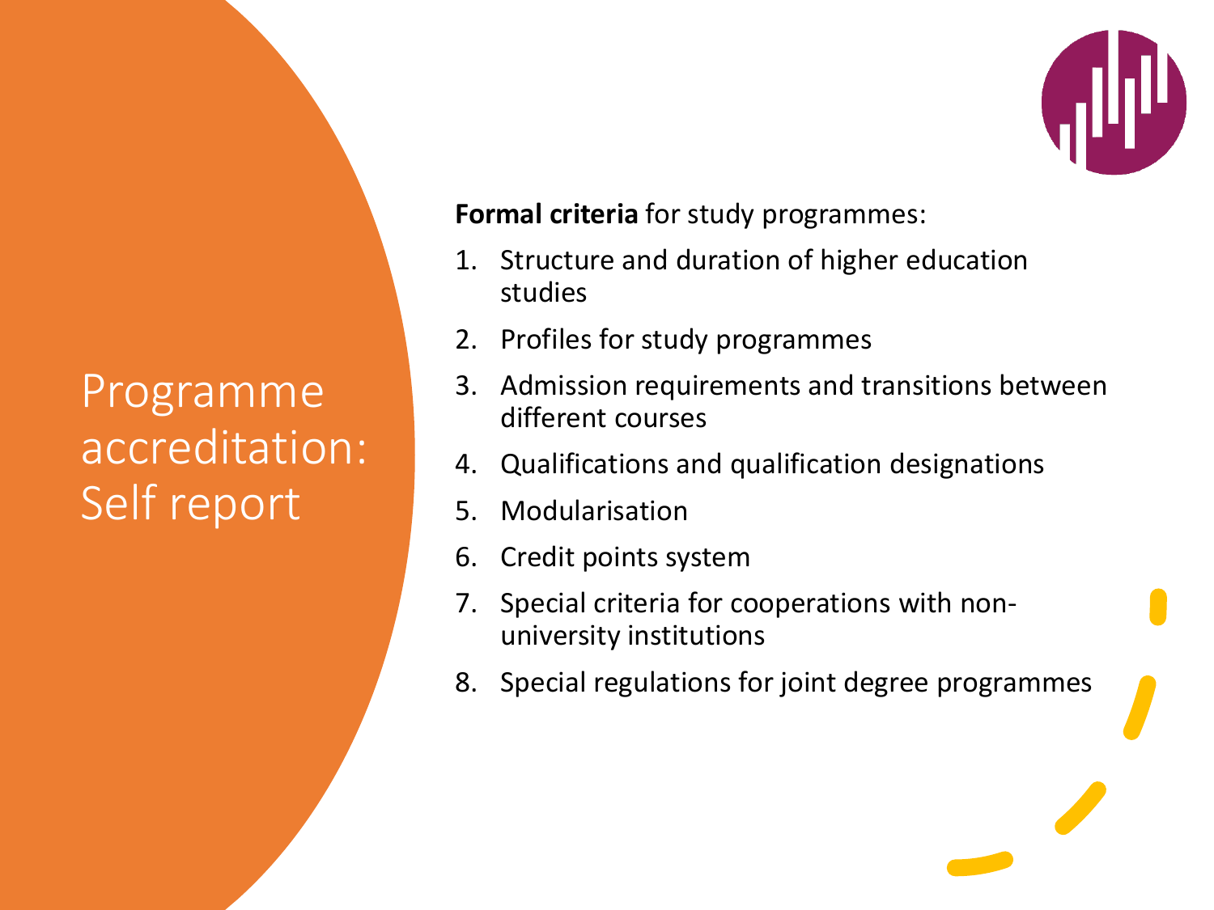# Programme accreditation: Self report

**Formal criteria** for study programmes:

1. Structure and duration of higher education studies
2. Profiles for study programmes
3. Admission requirements and transitions between different courses
4. Qualifications and qualification designations
5. Modularisation
6. Credit points system
7. Special criteria for cooperations with non-university institutions
8. Special regulations for joint degree programmes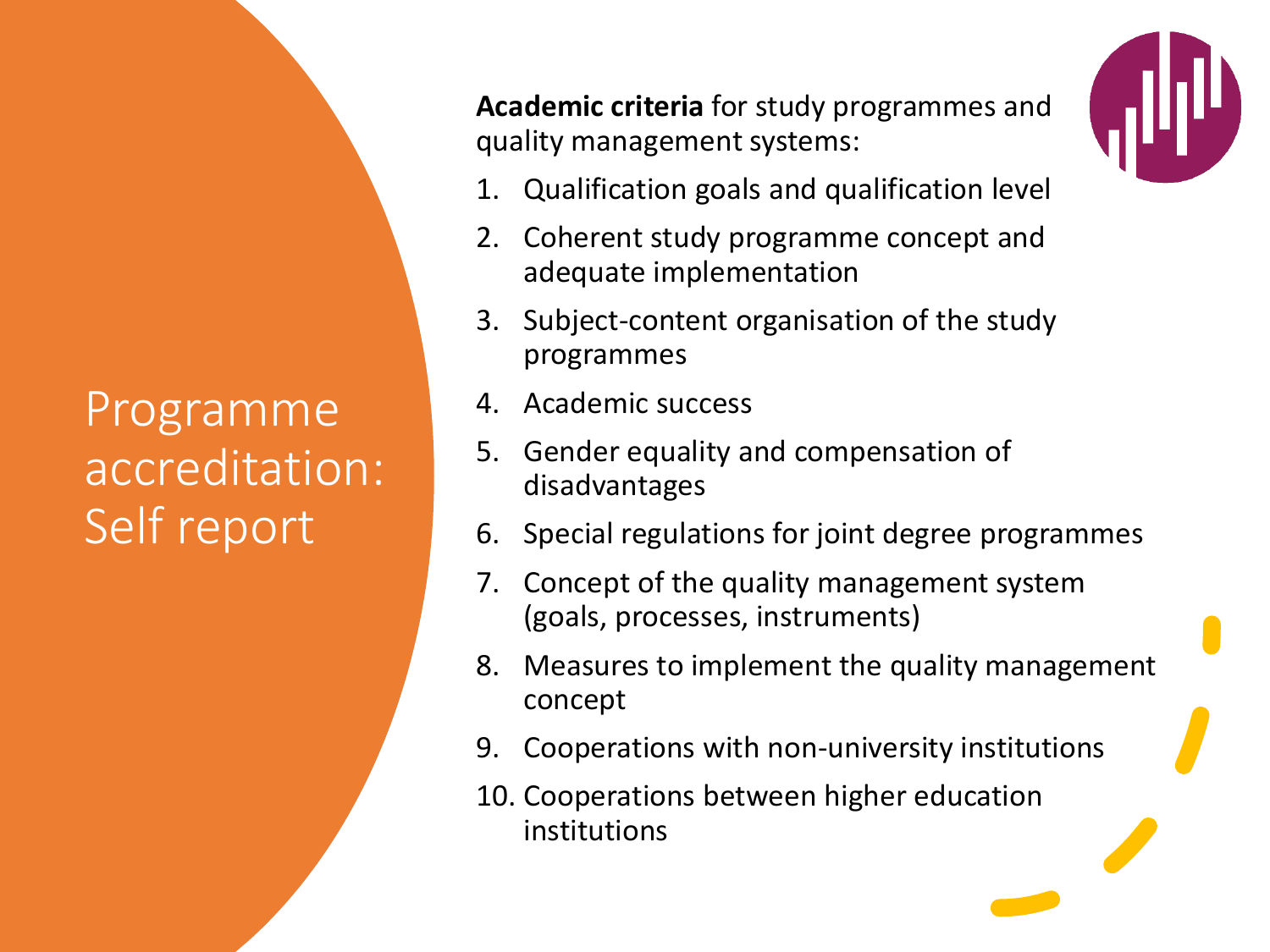# Programme accreditation: Self report

**Academic criteria** for study programmes and quality management systems:

1. Qualification goals and qualification level
2. Coherent study programme concept and adequate implementation
3. Subject-content organisation of the study programmes
4. Academic success
5. Gender equality and compensation of disadvantages
6. Special regulations for joint degree programmes
7. Concept of the quality management system (goals, processes, instruments)
8. Measures to implement the quality management concept
9. Cooperations with non-university institutions
10. Cooperations between higher education institutions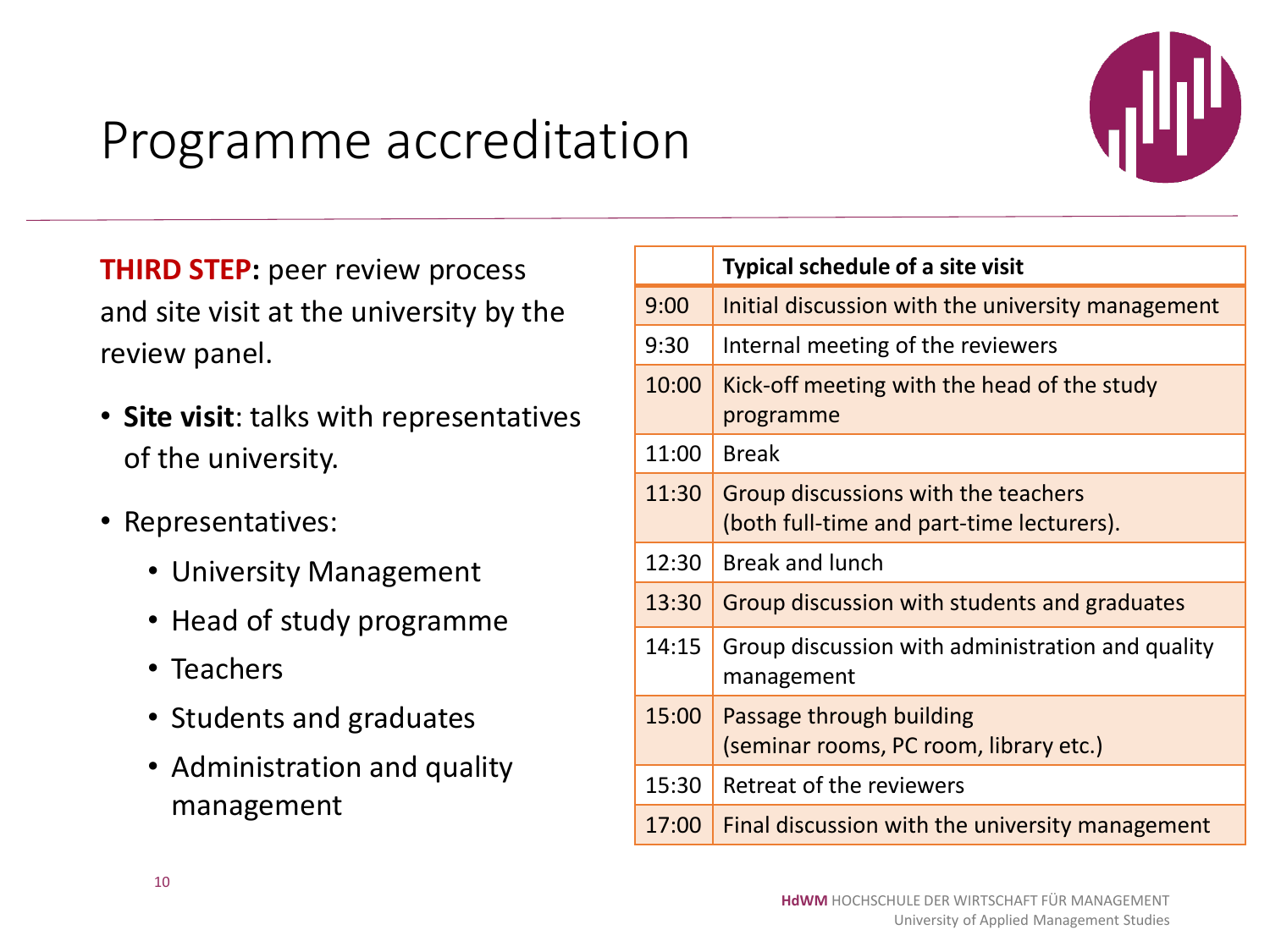# Programme accreditation

**THIRD STEP:** peer review process and site visit at the university by the review panel.

- **Site visit**: talks with representatives of the university.
- Representatives:
  - University Management
  - Head of study programme
  - Teachers
  - Students and graduates
  - Administration and quality management

| | **Typical schedule of a site visit** |
|---|---|
| 9:00 | Initial discussion with the university management |
| 9:30 | Internal meeting of the reviewers |
| 10:00 | Kick-off meeting with the head of the study programme |
| 11:00 | Break |
| 11:30 | Group discussions with the teachers (both full-time and part-time lecturers). |
| 12:30 | Break and lunch |
| 13:30 | Group discussion with students and graduates |
| 14:15 | Group discussion with administration and quality management |
| 15:00 | Passage through building (seminar rooms, PC room, library etc.) |
| 15:30 | Retreat of the reviewers |
| 17:00 | Final discussion with the university management |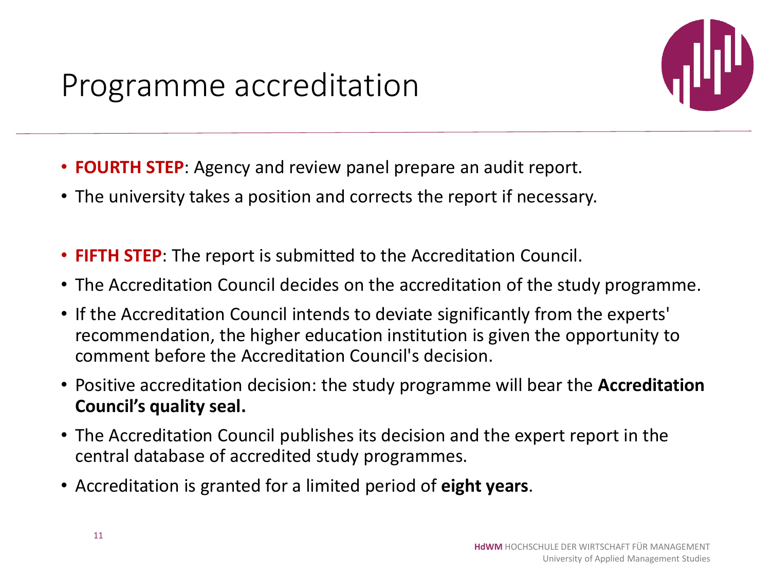# Programme accreditation

- **FOURTH STEP**: Agency and review panel prepare an audit report.
- The university takes a position and corrects the report if necessary.

- **FIFTH STEP**: The report is submitted to the Accreditation Council.
- The Accreditation Council decides on the accreditation of the study programme.
- If the Accreditation Council intends to deviate significantly from the experts' recommendation, the higher education institution is given the opportunity to comment before the Accreditation Council's decision.
- Positive accreditation decision: the study programme will bear the **Accreditation Council's quality seal.**
- The Accreditation Council publishes its decision and the expert report in the central database of accredited study programmes.
- Accreditation is granted for a limited period of **eight years**.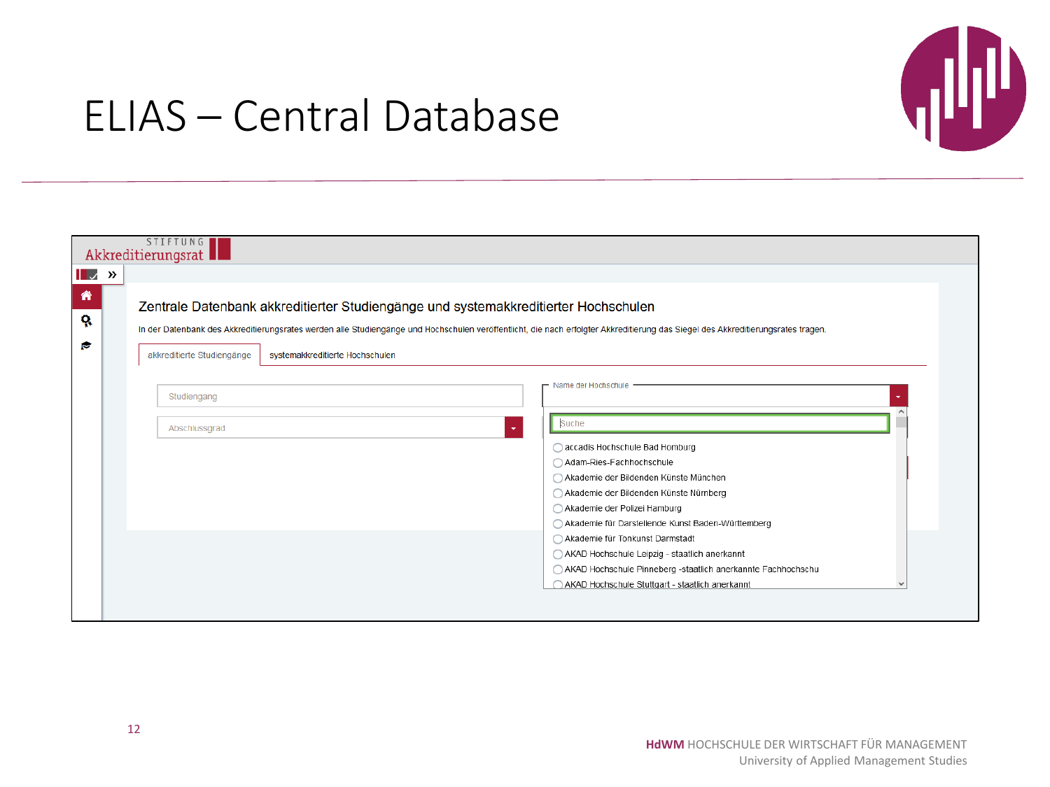# ELIAS – Central Database

STIFTUNG Akkreditierungsrat

## Zentrale Datenbank akkreditierter Studiengänge und systemakkreditierter Hochschulen

In der Datenbank des Akkreditierungsrates werden alle Studiengänge und Hochschulen veröffentlicht, die nach erfolgter Akkreditierung das Siegel des Akkreditierungsrates tragen.

akkreditierte Studiengänge | systemakkreditierte Hochschulen

Studiengang

Abschlussgrad

Name der Hochschule

Suche

- accadis Hochschule Bad Homburg
- Adam-Ries-Fachhochschule
- Akademie der Bildenden Künste München
- Akademie der Bildenden Künste Nürnberg
- Akademie der Polizei Hamburg
- Akademie für Darstellende Kunst Baden-Württemberg
- Akademie für Tonkunst Darmstadt
- AKAD Hochschule Leipzig - staatlich anerkannt
- AKAD Hochschule Pinneberg -staatlich anerkannte Fachhochschu
- AKAD Hochschule Stuttgart - staatlich anerkannt

**HdWM** HOCHSCHULE DER WIRTSCHAFT FÜR MANAGEMENT
University of Applied Management Studies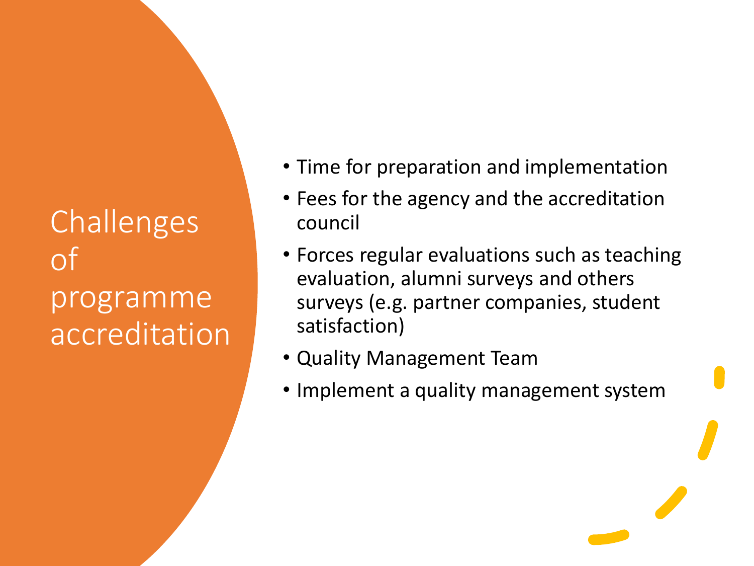# Challenges of programme accreditation

- Time for preparation and implementation
- Fees for the agency and the accreditation council
- Forces regular evaluations such as teaching evaluation, alumni surveys and others surveys (e.g. partner companies, student satisfaction)
- Quality Management Team
- Implement a quality management system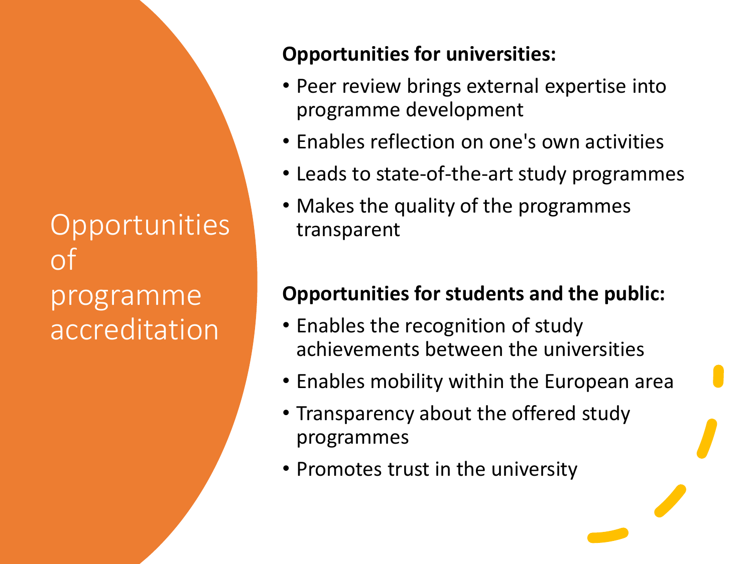# Opportunities of programme accreditation

**Opportunities for universities:**

- Peer review brings external expertise into programme development
- Enables reflection on one's own activities
- Leads to state-of-the-art study programmes
- Makes the quality of the programmes transparent

**Opportunities for students and the public:**

- Enables the recognition of study achievements between the universities
- Enables mobility within the European area
- Transparency about the offered study programmes
- Promotes trust in the university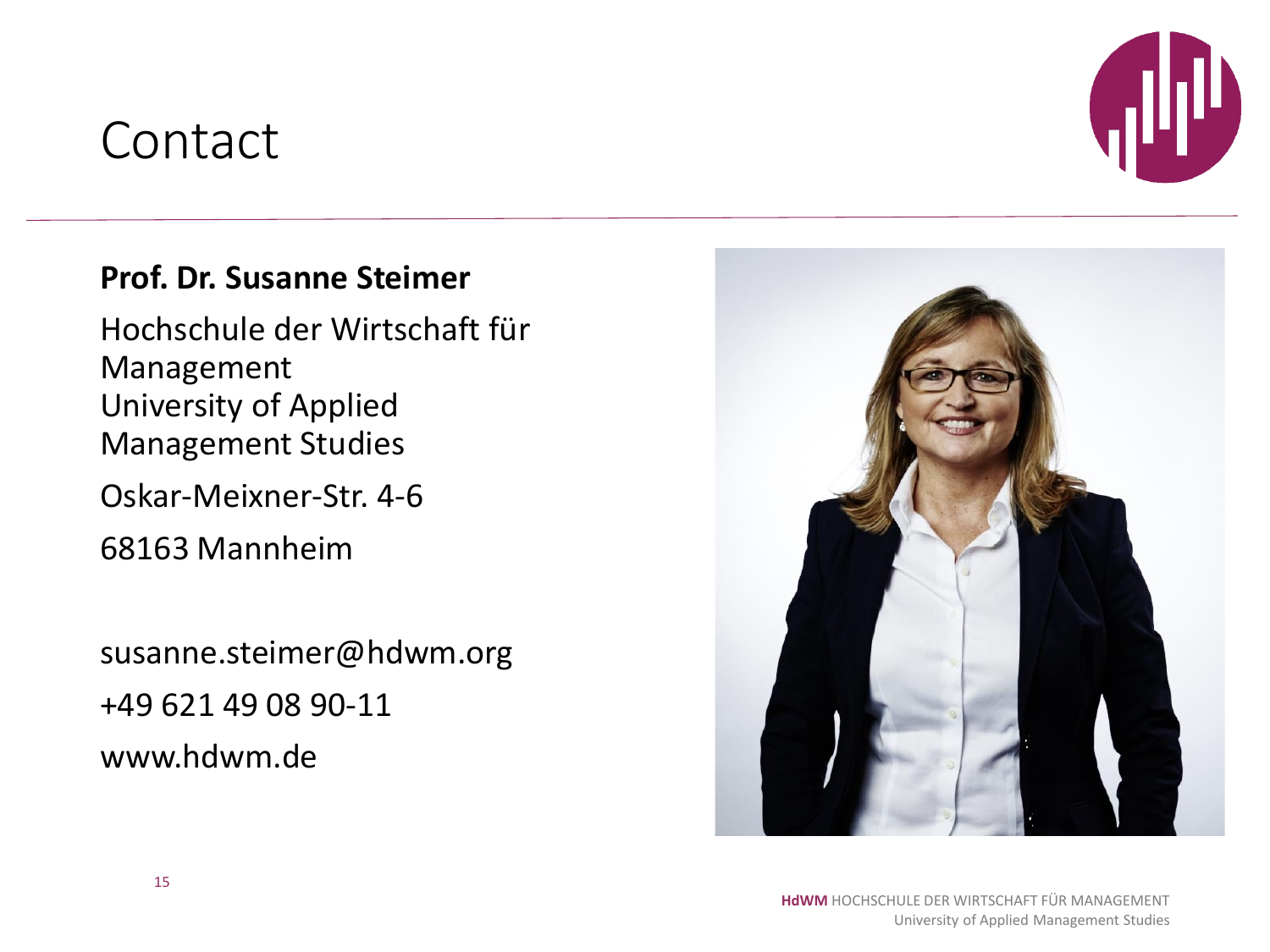# Contact

**Prof. Dr. Susanne Steimer**

Hochschule der Wirtschaft für Management
University of Applied Management Studies

Oskar-Meixner-Str. 4-6

68163 Mannheim

susanne.steimer@hdwm.org

+49 621 49 08 90-11

www.hdwm.de